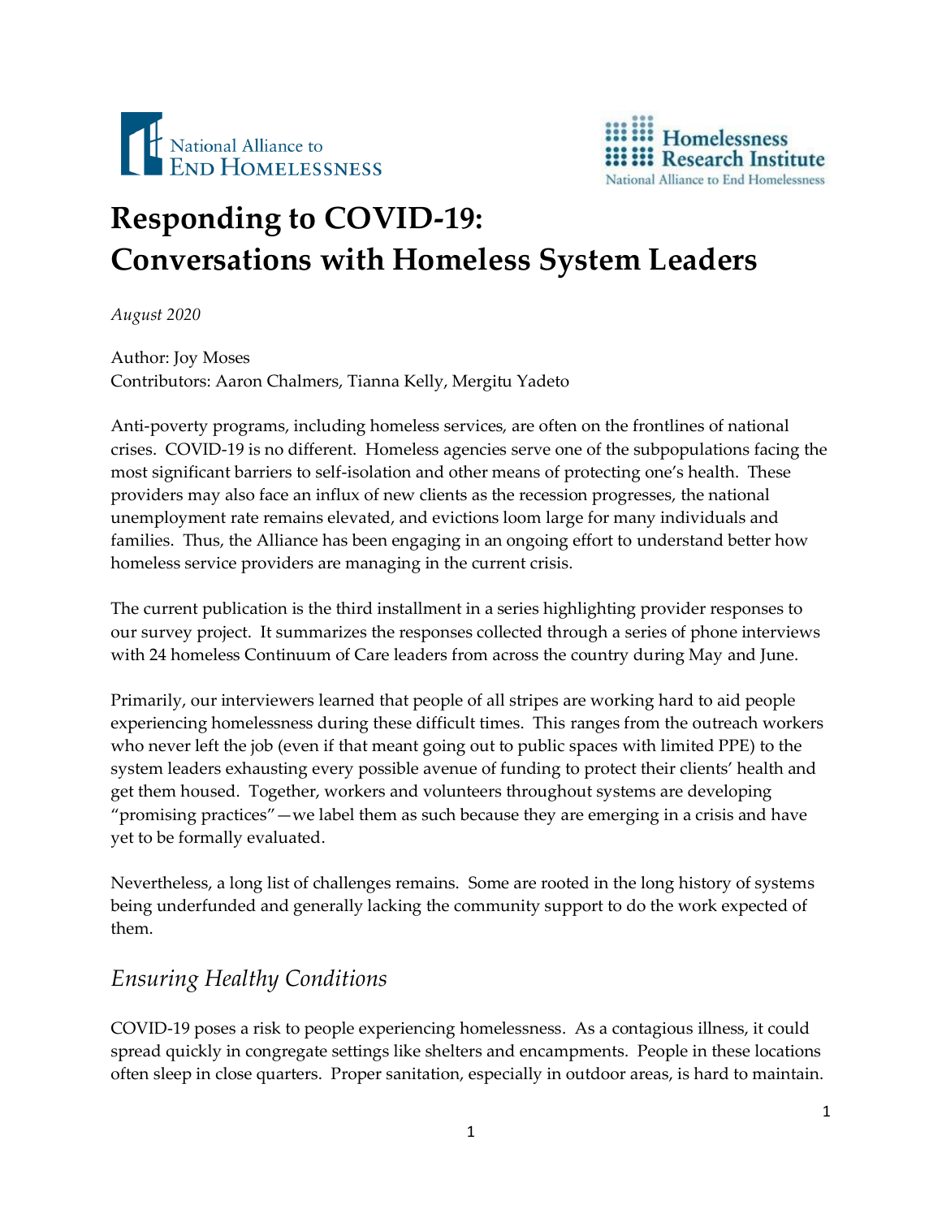# Responding to COVID-19: Conversations with Homeless System Leaders

*August 2020*

Author: Joy Moses
Contributors: Aaron Chalmers, Tianna Kelly, Mergitu Yadeto

Anti-poverty programs, including homeless services, are often on the frontlines of national crises. COVID-19 is no different. Homeless agencies serve one of the subpopulations facing the most significant barriers to self-isolation and other means of protecting one's health. These providers may also face an influx of new clients as the recession progresses, the national unemployment rate remains elevated, and evictions loom large for many individuals and families. Thus, the Alliance has been engaging in an ongoing effort to understand better how homeless service providers are managing in the current crisis.

The current publication is the third installment in a series highlighting provider responses to our survey project. It summarizes the responses collected through a series of phone interviews with 24 homeless Continuum of Care leaders from across the country during May and June.

Primarily, our interviewers learned that people of all stripes are working hard to aid people experiencing homelessness during these difficult times. This ranges from the outreach workers who never left the job (even if that meant going out to public spaces with limited PPE) to the system leaders exhausting every possible avenue of funding to protect their clients' health and get them housed. Together, workers and volunteers throughout systems are developing "promising practices"—we label them as such because they are emerging in a crisis and have yet to be formally evaluated.

Nevertheless, a long list of challenges remains. Some are rooted in the long history of systems being underfunded and generally lacking the community support to do the work expected of them.

## *Ensuring Healthy Conditions*

COVID-19 poses a risk to people experiencing homelessness. As a contagious illness, it could spread quickly in congregate settings like shelters and encampments. People in these locations often sleep in close quarters. Proper sanitation, especially in outdoor areas, is hard to maintain.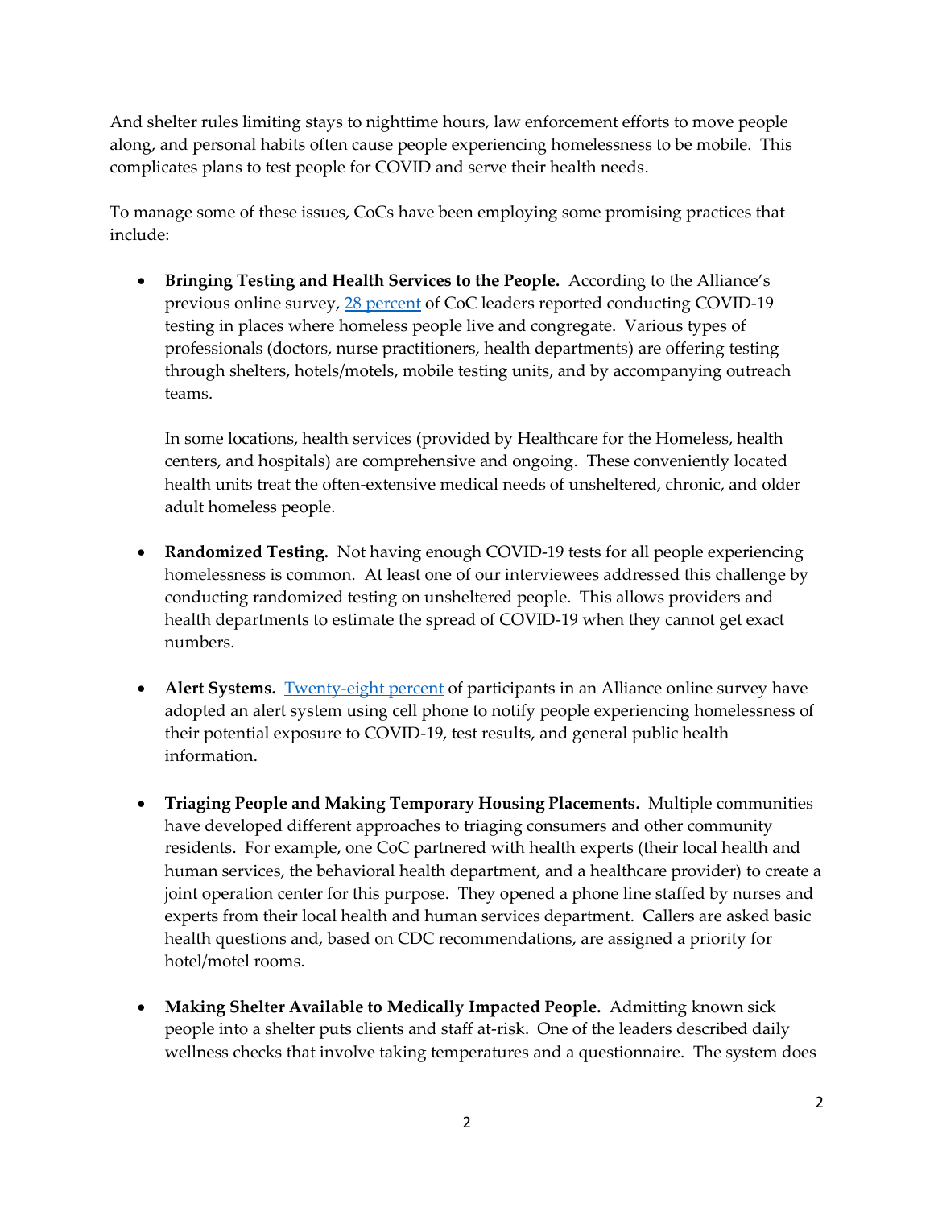And shelter rules limiting stays to nighttime hours, law enforcement efforts to move people along, and personal habits often cause people experiencing homelessness to be mobile. This complicates plans to test people for COVID and serve their health needs.

To manage some of these issues, CoCs have been employing some promising practices that include:

- **Bringing Testing and Health Services to the People.** According to the Alliance's previous online survey, 28 percent of CoC leaders reported conducting COVID-19 testing in places where homeless people live and congregate. Various types of professionals (doctors, nurse practitioners, health departments) are offering testing through shelters, hotels/motels, mobile testing units, and by accompanying outreach teams.

  In some locations, health services (provided by Healthcare for the Homeless, health centers, and hospitals) are comprehensive and ongoing. These conveniently located health units treat the often-extensive medical needs of unsheltered, chronic, and older adult homeless people.

- **Randomized Testing.** Not having enough COVID-19 tests for all people experiencing homelessness is common. At least one of our interviewees addressed this challenge by conducting randomized testing on unsheltered people. This allows providers and health departments to estimate the spread of COVID-19 when they cannot get exact numbers.

- **Alert Systems.** Twenty-eight percent of participants in an Alliance online survey have adopted an alert system using cell phone to notify people experiencing homelessness of their potential exposure to COVID-19, test results, and general public health information.

- **Triaging People and Making Temporary Housing Placements.** Multiple communities have developed different approaches to triaging consumers and other community residents. For example, one CoC partnered with health experts (their local health and human services, the behavioral health department, and a healthcare provider) to create a joint operation center for this purpose. They opened a phone line staffed by nurses and experts from their local health and human services department. Callers are asked basic health questions and, based on CDC recommendations, are assigned a priority for hotel/motel rooms.

- **Making Shelter Available to Medically Impacted People.** Admitting known sick people into a shelter puts clients and staff at-risk. One of the leaders described daily wellness checks that involve taking temperatures and a questionnaire. The system does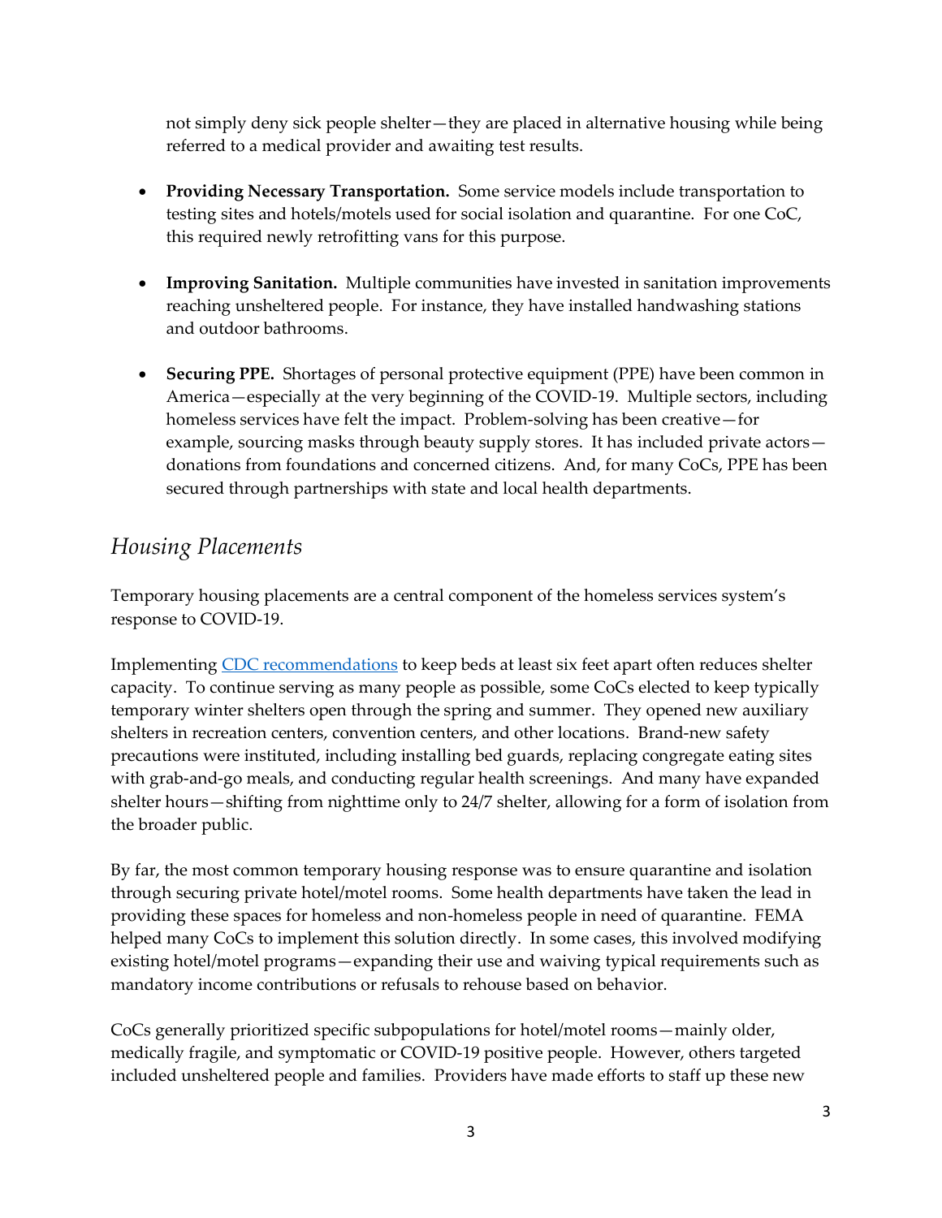not simply deny sick people shelter—they are placed in alternative housing while being referred to a medical provider and awaiting test results.

- **Providing Necessary Transportation.** Some service models include transportation to testing sites and hotels/motels used for social isolation and quarantine. For one CoC, this required newly retrofitting vans for this purpose.

- **Improving Sanitation.** Multiple communities have invested in sanitation improvements reaching unsheltered people. For instance, they have installed handwashing stations and outdoor bathrooms.

- **Securing PPE.** Shortages of personal protective equipment (PPE) have been common in America—especially at the very beginning of the COVID-19. Multiple sectors, including homeless services have felt the impact. Problem-solving has been creative—for example, sourcing masks through beauty supply stores. It has included private actors—donations from foundations and concerned citizens. And, for many CoCs, PPE has been secured through partnerships with state and local health departments.

## *Housing Placements*

Temporary housing placements are a central component of the homeless services system's response to COVID-19.

Implementing [CDC recommendations] to keep beds at least six feet apart often reduces shelter capacity. To continue serving as many people as possible, some CoCs elected to keep typically temporary winter shelters open through the spring and summer. They opened new auxiliary shelters in recreation centers, convention centers, and other locations. Brand-new safety precautions were instituted, including installing bed guards, replacing congregate eating sites with grab-and-go meals, and conducting regular health screenings. And many have expanded shelter hours—shifting from nighttime only to 24/7 shelter, allowing for a form of isolation from the broader public.

By far, the most common temporary housing response was to ensure quarantine and isolation through securing private hotel/motel rooms. Some health departments have taken the lead in providing these spaces for homeless and non-homeless people in need of quarantine. FEMA helped many CoCs to implement this solution directly. In some cases, this involved modifying existing hotel/motel programs—expanding their use and waiving typical requirements such as mandatory income contributions or refusals to rehouse based on behavior.

CoCs generally prioritized specific subpopulations for hotel/motel rooms—mainly older, medically fragile, and symptomatic or COVID-19 positive people. However, others targeted included unsheltered people and families. Providers have made efforts to staff up these new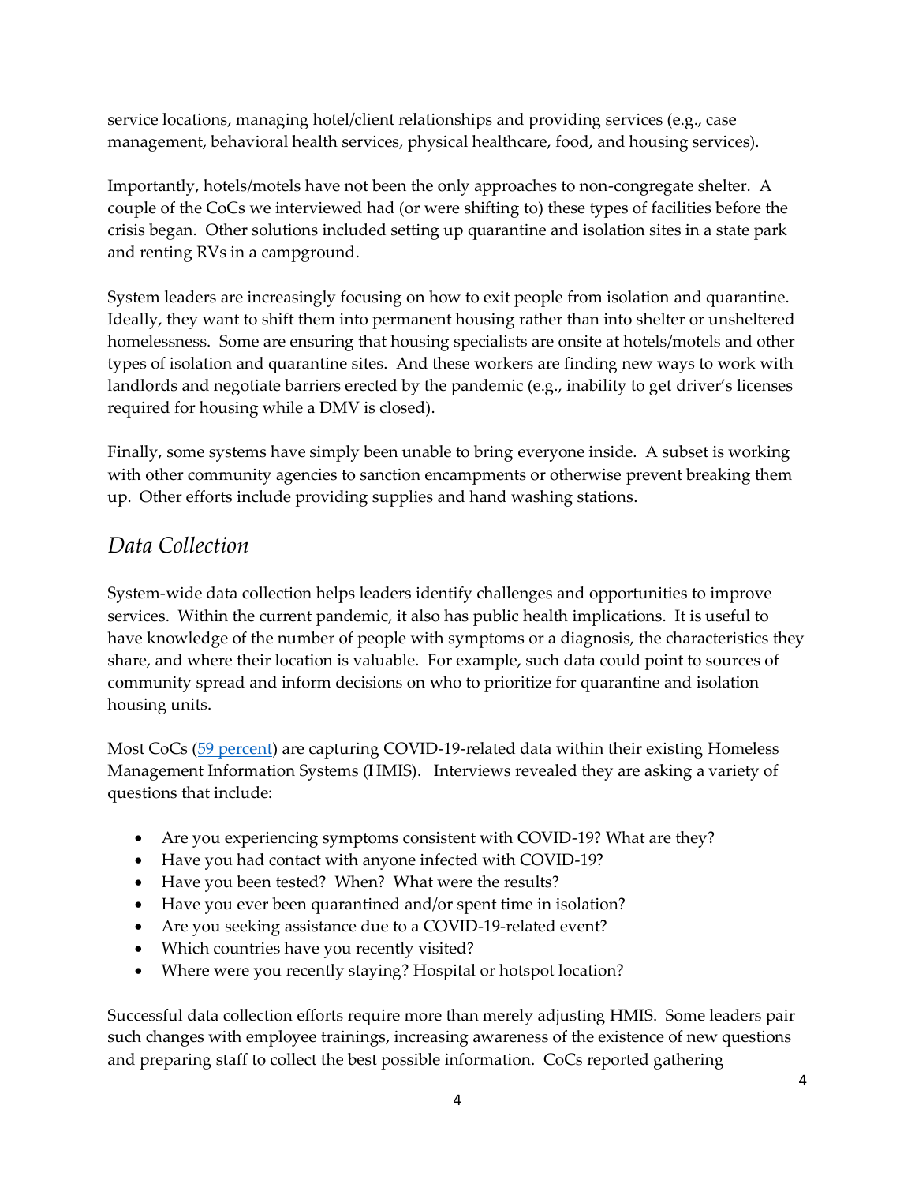service locations, managing hotel/client relationships and providing services (e.g., case management, behavioral health services, physical healthcare, food, and housing services).

Importantly, hotels/motels have not been the only approaches to non-congregate shelter. A couple of the CoCs we interviewed had (or were shifting to) these types of facilities before the crisis began. Other solutions included setting up quarantine and isolation sites in a state park and renting RVs in a campground.

System leaders are increasingly focusing on how to exit people from isolation and quarantine. Ideally, they want to shift them into permanent housing rather than into shelter or unsheltered homelessness. Some are ensuring that housing specialists are onsite at hotels/motels and other types of isolation and quarantine sites. And these workers are finding new ways to work with landlords and negotiate barriers erected by the pandemic (e.g., inability to get driver's licenses required for housing while a DMV is closed).

Finally, some systems have simply been unable to bring everyone inside. A subset is working with other community agencies to sanction encampments or otherwise prevent breaking them up. Other efforts include providing supplies and hand washing stations.

## *Data Collection*

System-wide data collection helps leaders identify challenges and opportunities to improve services. Within the current pandemic, it also has public health implications. It is useful to have knowledge of the number of people with symptoms or a diagnosis, the characteristics they share, and where their location is valuable. For example, such data could point to sources of community spread and inform decisions on who to prioritize for quarantine and isolation housing units.

Most CoCs (59 percent) are capturing COVID-19-related data within their existing Homeless Management Information Systems (HMIS). Interviews revealed they are asking a variety of questions that include:

- Are you experiencing symptoms consistent with COVID-19? What are they?
- Have you had contact with anyone infected with COVID-19?
- Have you been tested? When? What were the results?
- Have you ever been quarantined and/or spent time in isolation?
- Are you seeking assistance due to a COVID-19-related event?
- Which countries have you recently visited?
- Where were you recently staying? Hospital or hotspot location?

Successful data collection efforts require more than merely adjusting HMIS. Some leaders pair such changes with employee trainings, increasing awareness of the existence of new questions and preparing staff to collect the best possible information. CoCs reported gathering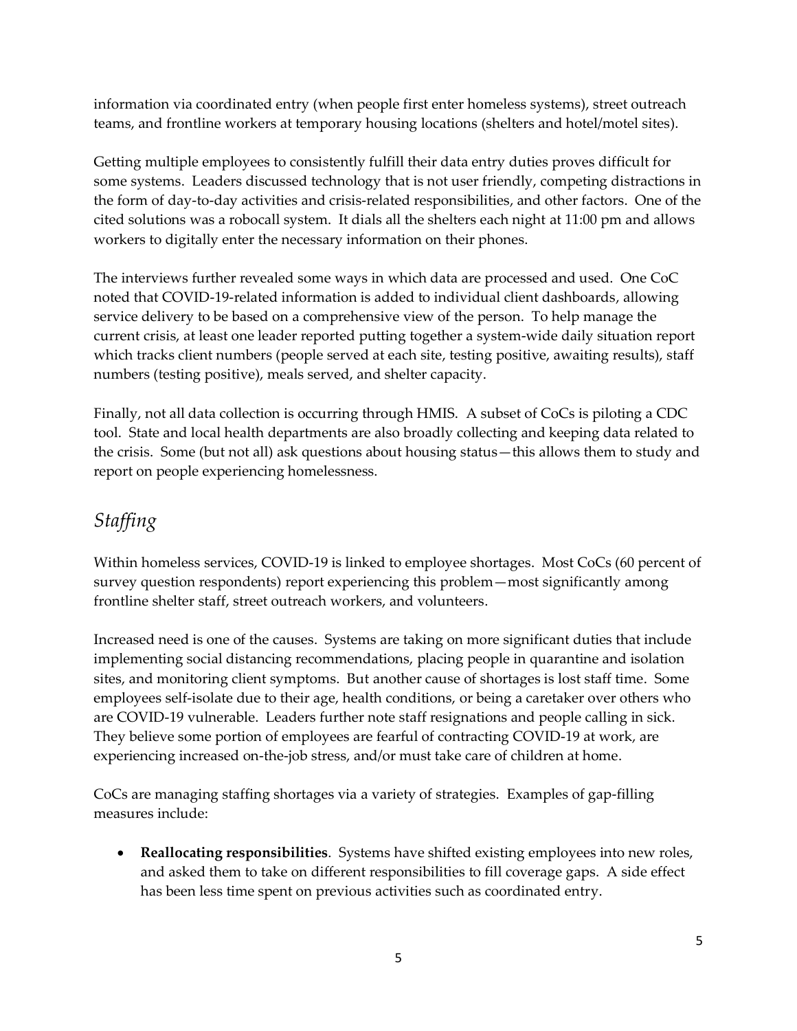information via coordinated entry (when people first enter homeless systems), street outreach teams, and frontline workers at temporary housing locations (shelters and hotel/motel sites).

Getting multiple employees to consistently fulfill their data entry duties proves difficult for some systems. Leaders discussed technology that is not user friendly, competing distractions in the form of day-to-day activities and crisis-related responsibilities, and other factors. One of the cited solutions was a robocall system. It dials all the shelters each night at 11:00 pm and allows workers to digitally enter the necessary information on their phones.

The interviews further revealed some ways in which data are processed and used. One CoC noted that COVID-19-related information is added to individual client dashboards, allowing service delivery to be based on a comprehensive view of the person. To help manage the current crisis, at least one leader reported putting together a system-wide daily situation report which tracks client numbers (people served at each site, testing positive, awaiting results), staff numbers (testing positive), meals served, and shelter capacity.

Finally, not all data collection is occurring through HMIS. A subset of CoCs is piloting a CDC tool. State and local health departments are also broadly collecting and keeping data related to the crisis. Some (but not all) ask questions about housing status—this allows them to study and report on people experiencing homelessness.

## *Staffing*

Within homeless services, COVID-19 is linked to employee shortages. Most CoCs (60 percent of survey question respondents) report experiencing this problem—most significantly among frontline shelter staff, street outreach workers, and volunteers.

Increased need is one of the causes. Systems are taking on more significant duties that include implementing social distancing recommendations, placing people in quarantine and isolation sites, and monitoring client symptoms. But another cause of shortages is lost staff time. Some employees self-isolate due to their age, health conditions, or being a caretaker over others who are COVID-19 vulnerable. Leaders further note staff resignations and people calling in sick. They believe some portion of employees are fearful of contracting COVID-19 at work, are experiencing increased on-the-job stress, and/or must take care of children at home.

CoCs are managing staffing shortages via a variety of strategies. Examples of gap-filling measures include:

- **Reallocating responsibilities**. Systems have shifted existing employees into new roles, and asked them to take on different responsibilities to fill coverage gaps. A side effect has been less time spent on previous activities such as coordinated entry.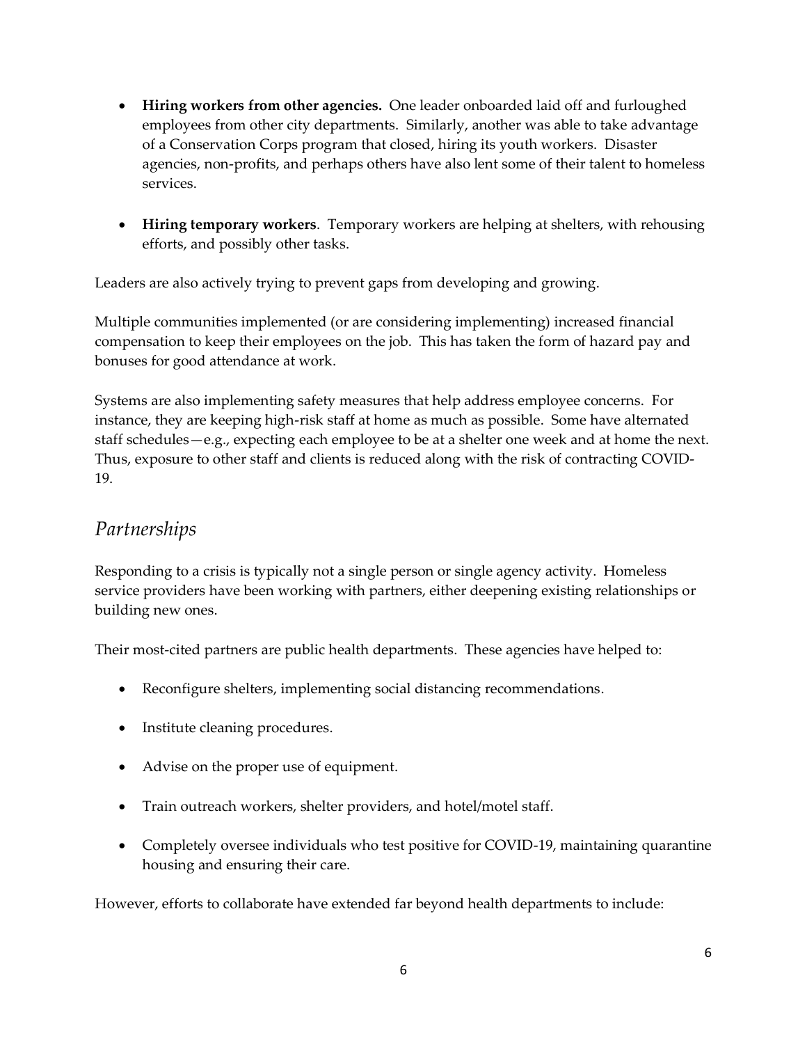- **Hiring workers from other agencies.** One leader onboarded laid off and furloughed employees from other city departments. Similarly, another was able to take advantage of a Conservation Corps program that closed, hiring its youth workers. Disaster agencies, non-profits, and perhaps others have also lent some of their talent to homeless services.

- **Hiring temporary workers**. Temporary workers are helping at shelters, with rehousing efforts, and possibly other tasks.

Leaders are also actively trying to prevent gaps from developing and growing.

Multiple communities implemented (or are considering implementing) increased financial compensation to keep their employees on the job. This has taken the form of hazard pay and bonuses for good attendance at work.

Systems are also implementing safety measures that help address employee concerns. For instance, they are keeping high-risk staff at home as much as possible. Some have alternated staff schedules—e.g., expecting each employee to be at a shelter one week and at home the next. Thus, exposure to other staff and clients is reduced along with the risk of contracting COVID-19.

## *Partnerships*

Responding to a crisis is typically not a single person or single agency activity. Homeless service providers have been working with partners, either deepening existing relationships or building new ones.

Their most-cited partners are public health departments. These agencies have helped to:

- Reconfigure shelters, implementing social distancing recommendations.

- Institute cleaning procedures.

- Advise on the proper use of equipment.

- Train outreach workers, shelter providers, and hotel/motel staff.

- Completely oversee individuals who test positive for COVID-19, maintaining quarantine housing and ensuring their care.

However, efforts to collaborate have extended far beyond health departments to include: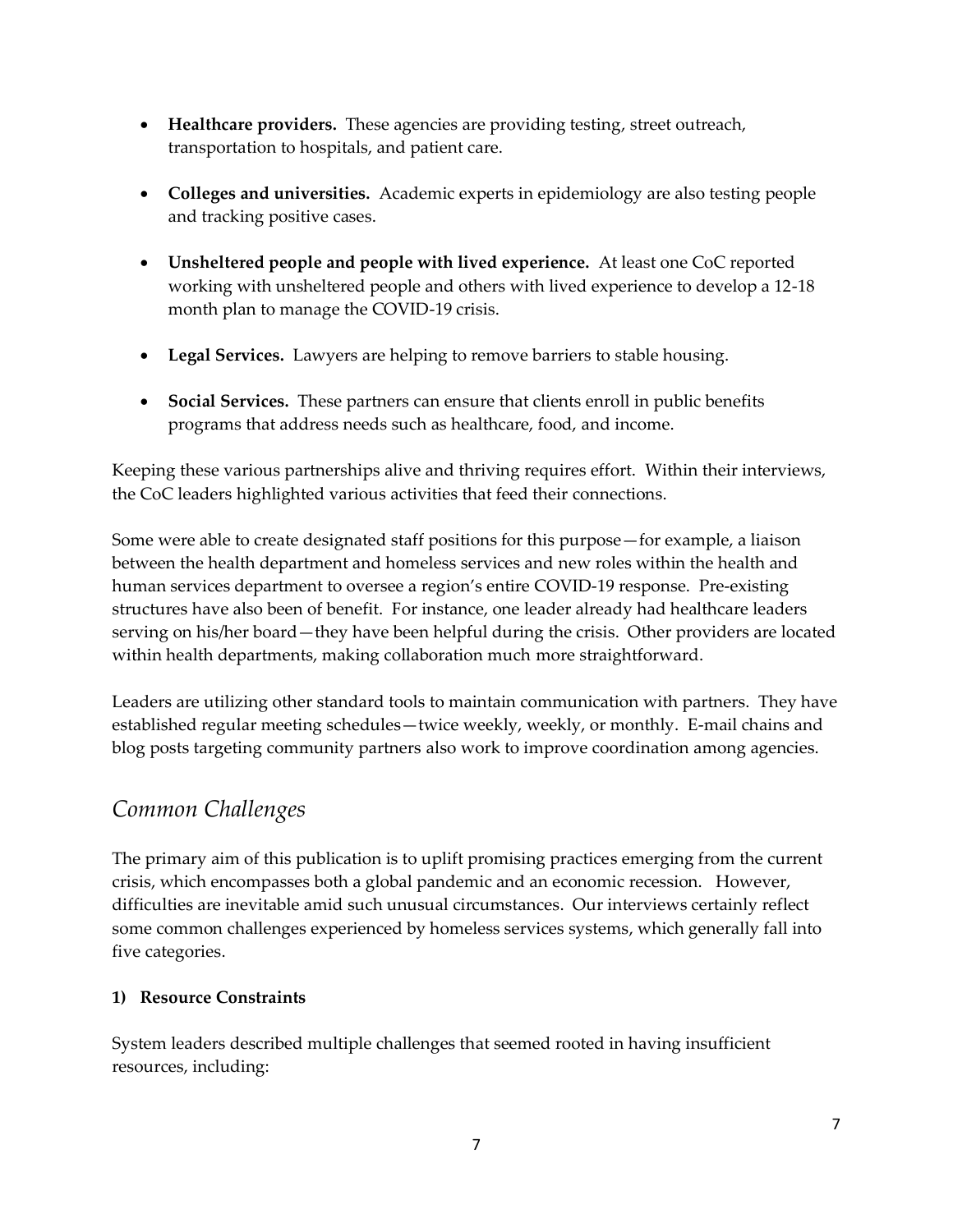- **Healthcare providers.** These agencies are providing testing, street outreach, transportation to hospitals, and patient care.

- **Colleges and universities.** Academic experts in epidemiology are also testing people and tracking positive cases.

- **Unsheltered people and people with lived experience.** At least one CoC reported working with unsheltered people and others with lived experience to develop a 12-18 month plan to manage the COVID-19 crisis.

- **Legal Services.** Lawyers are helping to remove barriers to stable housing.

- **Social Services.** These partners can ensure that clients enroll in public benefits programs that address needs such as healthcare, food, and income.

Keeping these various partnerships alive and thriving requires effort. Within their interviews, the CoC leaders highlighted various activities that feed their connections.

Some were able to create designated staff positions for this purpose—for example, a liaison between the health department and homeless services and new roles within the health and human services department to oversee a region's entire COVID-19 response. Pre-existing structures have also been of benefit. For instance, one leader already had healthcare leaders serving on his/her board—they have been helpful during the crisis. Other providers are located within health departments, making collaboration much more straightforward.

Leaders are utilizing other standard tools to maintain communication with partners. They have established regular meeting schedules—twice weekly, weekly, or monthly. E-mail chains and blog posts targeting community partners also work to improve coordination among agencies.

## *Common Challenges*

The primary aim of this publication is to uplift promising practices emerging from the current crisis, which encompasses both a global pandemic and an economic recession. However, difficulties are inevitable amid such unusual circumstances. Our interviews certainly reflect some common challenges experienced by homeless services systems, which generally fall into five categories.

### 1) Resource Constraints

System leaders described multiple challenges that seemed rooted in having insufficient resources, including: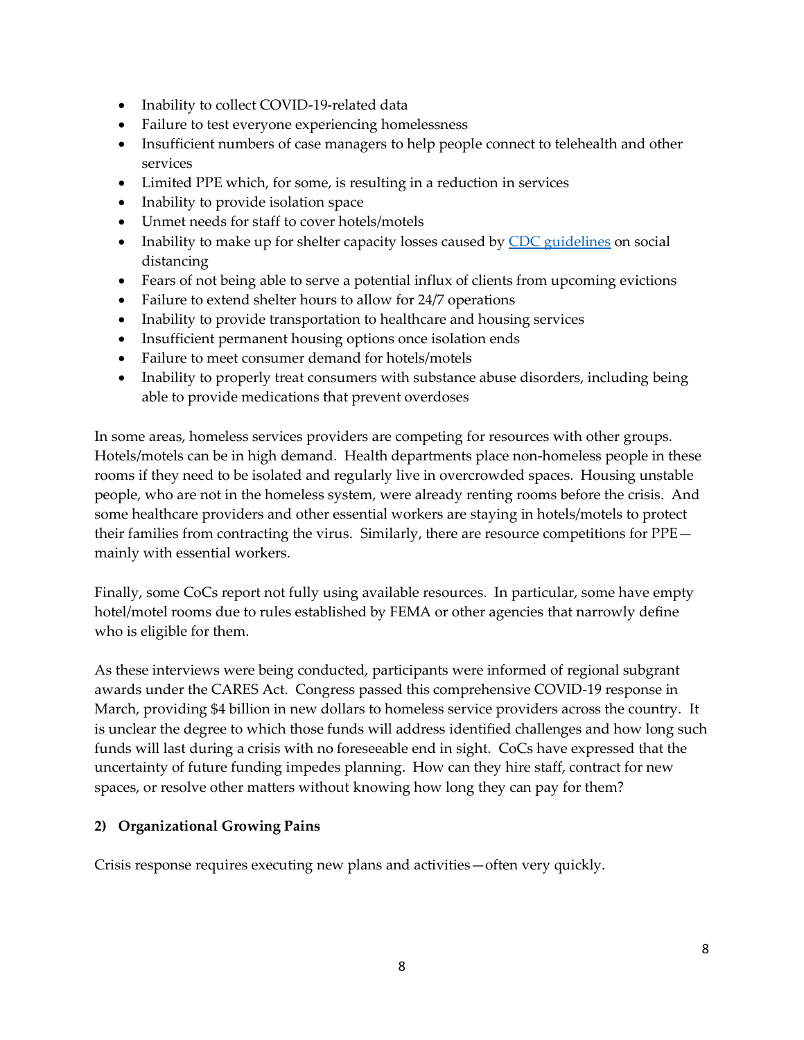- Inability to collect COVID-19-related data
- Failure to test everyone experiencing homelessness
- Insufficient numbers of case managers to help people connect to telehealth and other services
- Limited PPE which, for some, is resulting in a reduction in services
- Inability to provide isolation space
- Unmet needs for staff to cover hotels/motels
- Inability to make up for shelter capacity losses caused by CDC guidelines on social distancing
- Fears of not being able to serve a potential influx of clients from upcoming evictions
- Failure to extend shelter hours to allow for 24/7 operations
- Inability to provide transportation to healthcare and housing services
- Insufficient permanent housing options once isolation ends
- Failure to meet consumer demand for hotels/motels
- Inability to properly treat consumers with substance abuse disorders, including being able to provide medications that prevent overdoses

In some areas, homeless services providers are competing for resources with other groups. Hotels/motels can be in high demand. Health departments place non-homeless people in these rooms if they need to be isolated and regularly live in overcrowded spaces. Housing unstable people, who are not in the homeless system, were already renting rooms before the crisis. And some healthcare providers and other essential workers are staying in hotels/motels to protect their families from contracting the virus. Similarly, there are resource competitions for PPE—mainly with essential workers.

Finally, some CoCs report not fully using available resources. In particular, some have empty hotel/motel rooms due to rules established by FEMA or other agencies that narrowly define who is eligible for them.

As these interviews were being conducted, participants were informed of regional subgrant awards under the CARES Act. Congress passed this comprehensive COVID-19 response in March, providing $4 billion in new dollars to homeless service providers across the country. It is unclear the degree to which those funds will address identified challenges and how long such funds will last during a crisis with no foreseeable end in sight. CoCs have expressed that the uncertainty of future funding impedes planning. How can they hire staff, contract for new spaces, or resolve other matters without knowing how long they can pay for them?

### 2) Organizational Growing Pains

Crisis response requires executing new plans and activities—often very quickly.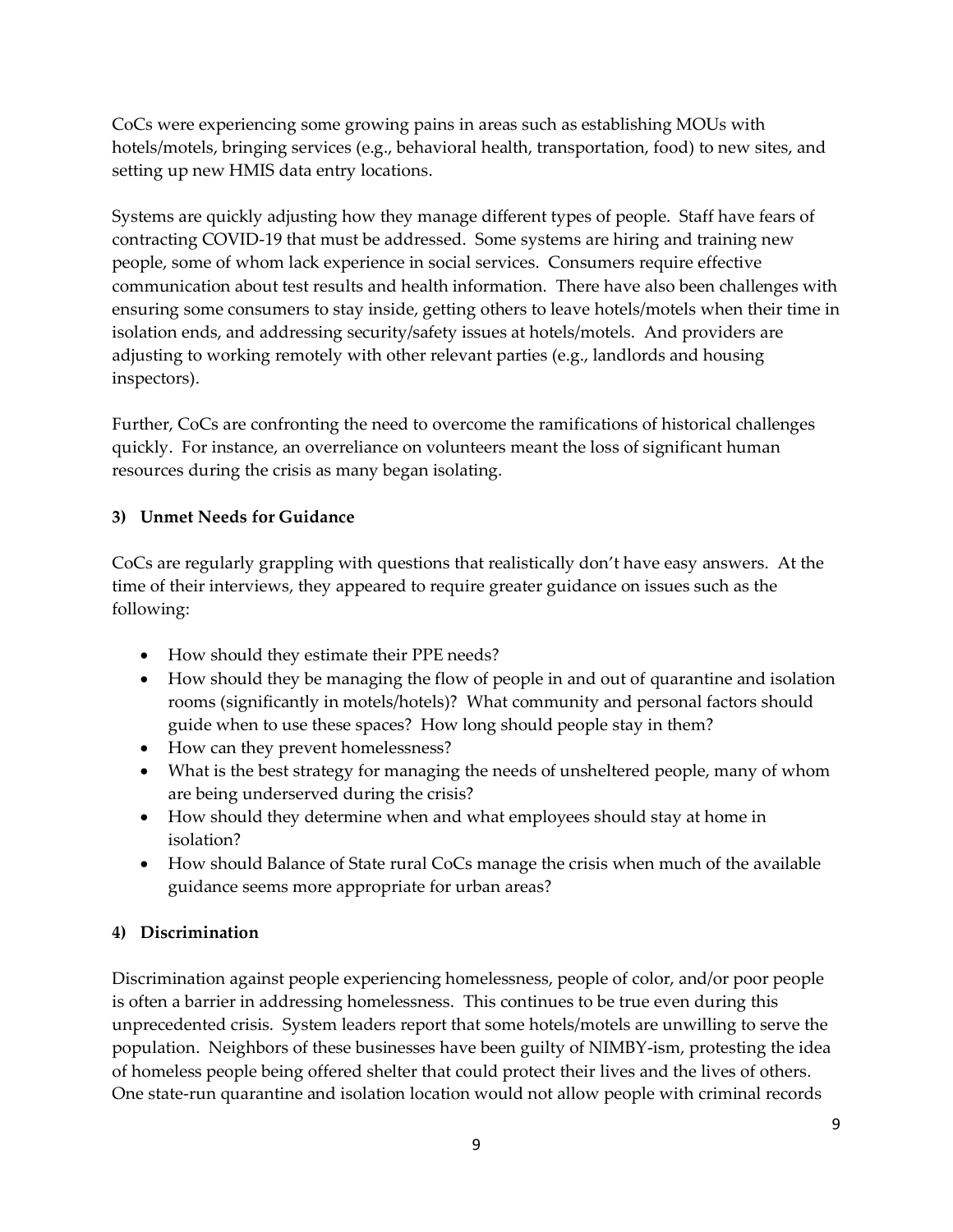CoCs were experiencing some growing pains in areas such as establishing MOUs with hotels/motels, bringing services (e.g., behavioral health, transportation, food) to new sites, and setting up new HMIS data entry locations.

Systems are quickly adjusting how they manage different types of people. Staff have fears of contracting COVID-19 that must be addressed. Some systems are hiring and training new people, some of whom lack experience in social services. Consumers require effective communication about test results and health information. There have also been challenges with ensuring some consumers to stay inside, getting others to leave hotels/motels when their time in isolation ends, and addressing security/safety issues at hotels/motels. And providers are adjusting to working remotely with other relevant parties (e.g., landlords and housing inspectors).

Further, CoCs are confronting the need to overcome the ramifications of historical challenges quickly. For instance, an overreliance on volunteers meant the loss of significant human resources during the crisis as many began isolating.

### 3) Unmet Needs for Guidance

CoCs are regularly grappling with questions that realistically don't have easy answers. At the time of their interviews, they appeared to require greater guidance on issues such as the following:

- How should they estimate their PPE needs?
- How should they be managing the flow of people in and out of quarantine and isolation rooms (significantly in motels/hotels)? What community and personal factors should guide when to use these spaces? How long should people stay in them?
- How can they prevent homelessness?
- What is the best strategy for managing the needs of unsheltered people, many of whom are being underserved during the crisis?
- How should they determine when and what employees should stay at home in isolation?
- How should Balance of State rural CoCs manage the crisis when much of the available guidance seems more appropriate for urban areas?

### 4) Discrimination

Discrimination against people experiencing homelessness, people of color, and/or poor people is often a barrier in addressing homelessness. This continues to be true even during this unprecedented crisis. System leaders report that some hotels/motels are unwilling to serve the population. Neighbors of these businesses have been guilty of NIMBY-ism, protesting the idea of homeless people being offered shelter that could protect their lives and the lives of others. One state-run quarantine and isolation location would not allow people with criminal records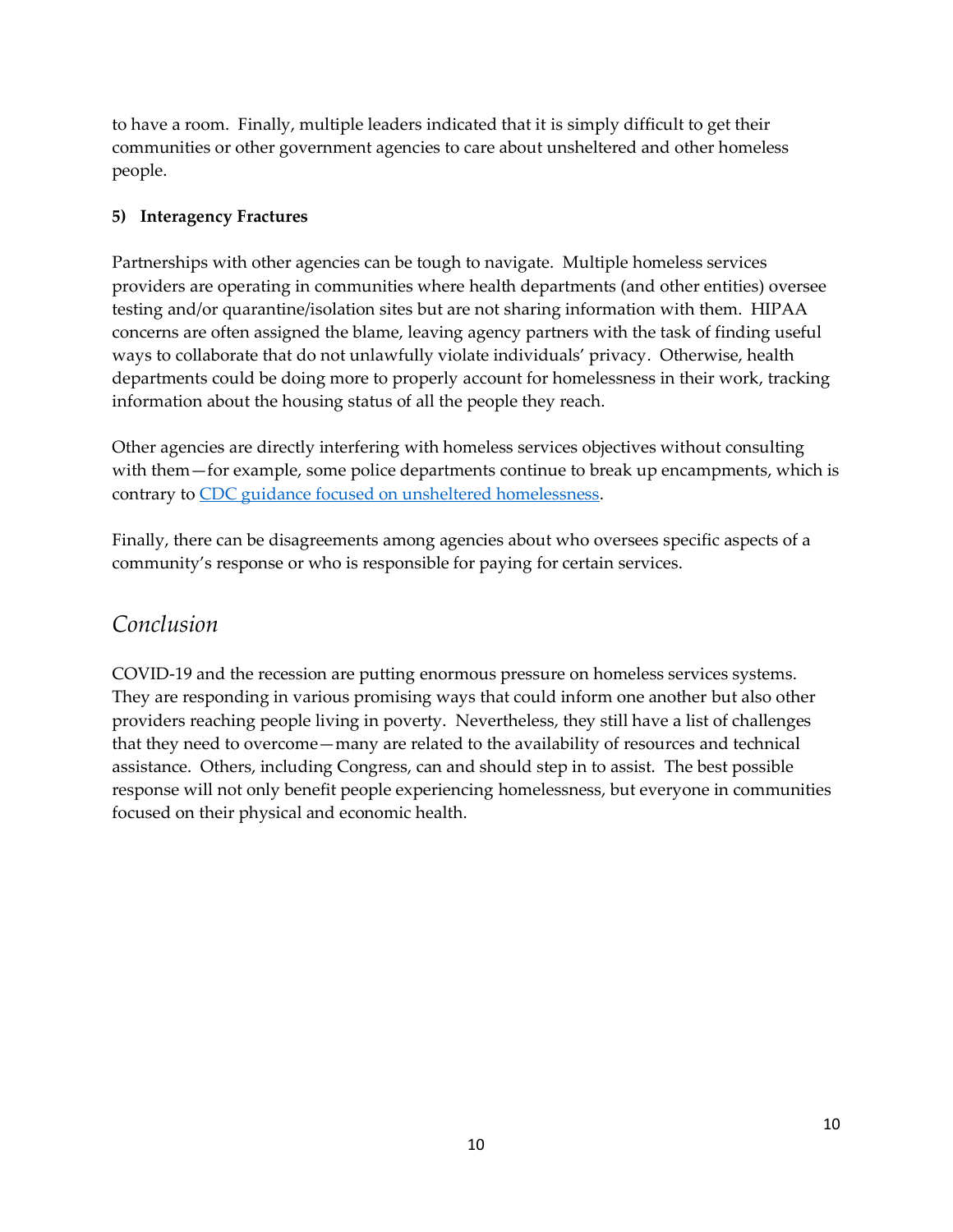to have a room. Finally, multiple leaders indicated that it is simply difficult to get their communities or other government agencies to care about unsheltered and other homeless people.

#### 5) Interagency Fractures

Partnerships with other agencies can be tough to navigate. Multiple homeless services providers are operating in communities where health departments (and other entities) oversee testing and/or quarantine/isolation sites but are not sharing information with them. HIPAA concerns are often assigned the blame, leaving agency partners with the task of finding useful ways to collaborate that do not unlawfully violate individuals' privacy. Otherwise, health departments could be doing more to properly account for homelessness in their work, tracking information about the housing status of all the people they reach.

Other agencies are directly interfering with homeless services objectives without consulting with them—for example, some police departments continue to break up encampments, which is contrary to [CDC guidance focused on unsheltered homelessness](#).

Finally, there can be disagreements among agencies about who oversees specific aspects of a community's response or who is responsible for paying for certain services.

## *Conclusion*

COVID-19 and the recession are putting enormous pressure on homeless services systems. They are responding in various promising ways that could inform one another but also other providers reaching people living in poverty. Nevertheless, they still have a list of challenges that they need to overcome—many are related to the availability of resources and technical assistance. Others, including Congress, can and should step in to assist. The best possible response will not only benefit people experiencing homelessness, but everyone in communities focused on their physical and economic health.